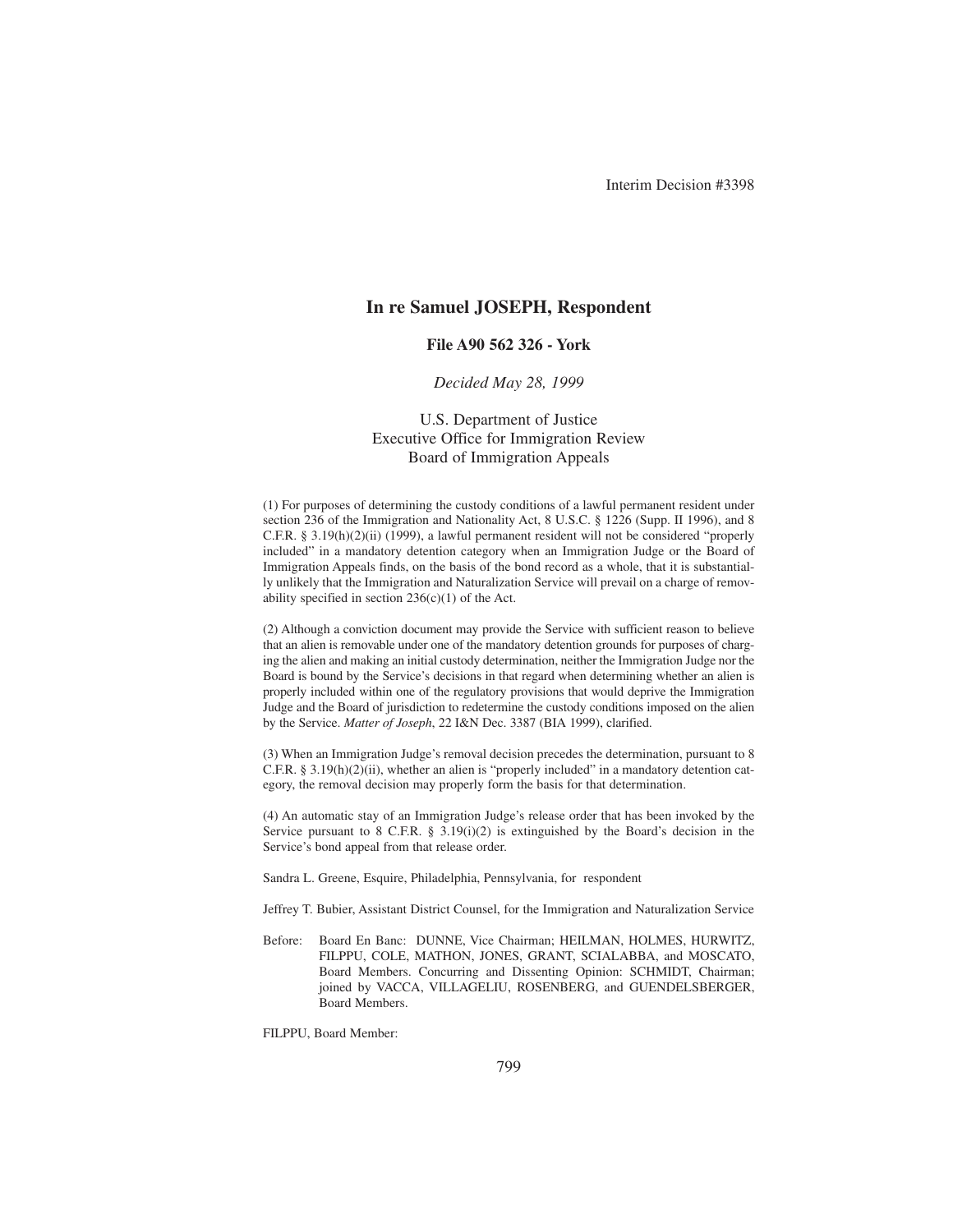# In re Samuel JOSEPH, Respondent

**File A90 562 326 - York**

*Decided May 28, 1999*

U.S. Department of Justice
Executive Office for Immigration Review
Board of Immigration Appeals

(1) For purposes of determining the custody conditions of a lawful permanent resident under section 236 of the Immigration and Nationality Act, 8 U.S.C. § 1226 (Supp. II 1996), and 8 C.F.R. § 3.19(h)(2)(ii) (1999), a lawful permanent resident will not be considered "properly included" in a mandatory detention category when an Immigration Judge or the Board of Immigration Appeals finds, on the basis of the bond record as a whole, that it is substantially unlikely that the Immigration and Naturalization Service will prevail on a charge of removability specified in section 236(c)(1) of the Act.

(2) Although a conviction document may provide the Service with sufficient reason to believe that an alien is removable under one of the mandatory detention grounds for purposes of charging the alien and making an initial custody determination, neither the Immigration Judge nor the Board is bound by the Service's decisions in that regard when determining whether an alien is properly included within one of the regulatory provisions that would deprive the Immigration Judge and the Board of jurisdiction to redetermine the custody conditions imposed on the alien by the Service. *Matter of Joseph*, 22 I&N Dec. 3387 (BIA 1999), clarified.

(3) When an Immigration Judge's removal decision precedes the determination, pursuant to 8 C.F.R. § 3.19(h)(2)(ii), whether an alien is "properly included" in a mandatory detention category, the removal decision may properly form the basis for that determination.

(4) An automatic stay of an Immigration Judge's release order that has been invoked by the Service pursuant to 8 C.F.R. § 3.19(i)(2) is extinguished by the Board's decision in the Service's bond appeal from that release order.

Sandra L. Greene, Esquire, Philadelphia, Pennsylvania, for respondent

Jeffrey T. Bubier, Assistant District Counsel, for the Immigration and Naturalization Service

Before: Board En Banc: DUNNE, Vice Chairman; HEILMAN, HOLMES, HURWITZ, FILPPU, COLE, MATHON, JONES, GRANT, SCIALABBA, and MOSCATO, Board Members. Concurring and Dissenting Opinion: SCHMIDT, Chairman; joined by VACCA, VILLAGELIU, ROSENBERG, and GUENDELSBERGER, Board Members.

FILPPU, Board Member: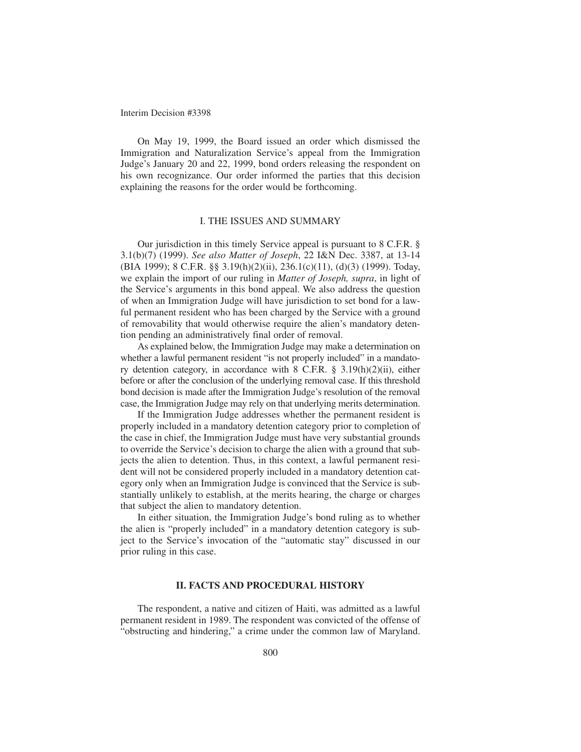On May 19, 1999, the Board issued an order which dismissed the Immigration and Naturalization Service's appeal from the Immigration Judge's January 20 and 22, 1999, bond orders releasing the respondent on his own recognizance. Our order informed the parties that this decision explaining the reasons for the order would be forthcoming.

## I. THE ISSUES AND SUMMARY

Our jurisdiction in this timely Service appeal is pursuant to 8 C.F.R. § 3.1(b)(7) (1999). *See also Matter of Joseph*, 22 I&N Dec. 3387, at 13-14 (BIA 1999); 8 C.F.R. §§ 3.19(h)(2)(ii), 236.1(c)(11), (d)(3) (1999). Today, we explain the import of our ruling in *Matter of Joseph, supra*, in light of the Service's arguments in this bond appeal. We also address the question of when an Immigration Judge will have jurisdiction to set bond for a lawful permanent resident who has been charged by the Service with a ground of removability that would otherwise require the alien's mandatory detention pending an administratively final order of removal.

As explained below, the Immigration Judge may make a determination on whether a lawful permanent resident "is not properly included" in a mandatory detention category, in accordance with 8 C.F.R. § 3.19(h)(2)(ii), either before or after the conclusion of the underlying removal case. If this threshold bond decision is made after the Immigration Judge's resolution of the removal case, the Immigration Judge may rely on that underlying merits determination.

If the Immigration Judge addresses whether the permanent resident is properly included in a mandatory detention category prior to completion of the case in chief, the Immigration Judge must have very substantial grounds to override the Service's decision to charge the alien with a ground that subjects the alien to detention. Thus, in this context, a lawful permanent resident will not be considered properly included in a mandatory detention category only when an Immigration Judge is convinced that the Service is substantially unlikely to establish, at the merits hearing, the charge or charges that subject the alien to mandatory detention.

In either situation, the Immigration Judge's bond ruling as to whether the alien is "properly included" in a mandatory detention category is subject to the Service's invocation of the "automatic stay" discussed in our prior ruling in this case.

## II. FACTS AND PROCEDURAL HISTORY

The respondent, a native and citizen of Haiti, was admitted as a lawful permanent resident in 1989. The respondent was convicted of the offense of "obstructing and hindering," a crime under the common law of Maryland.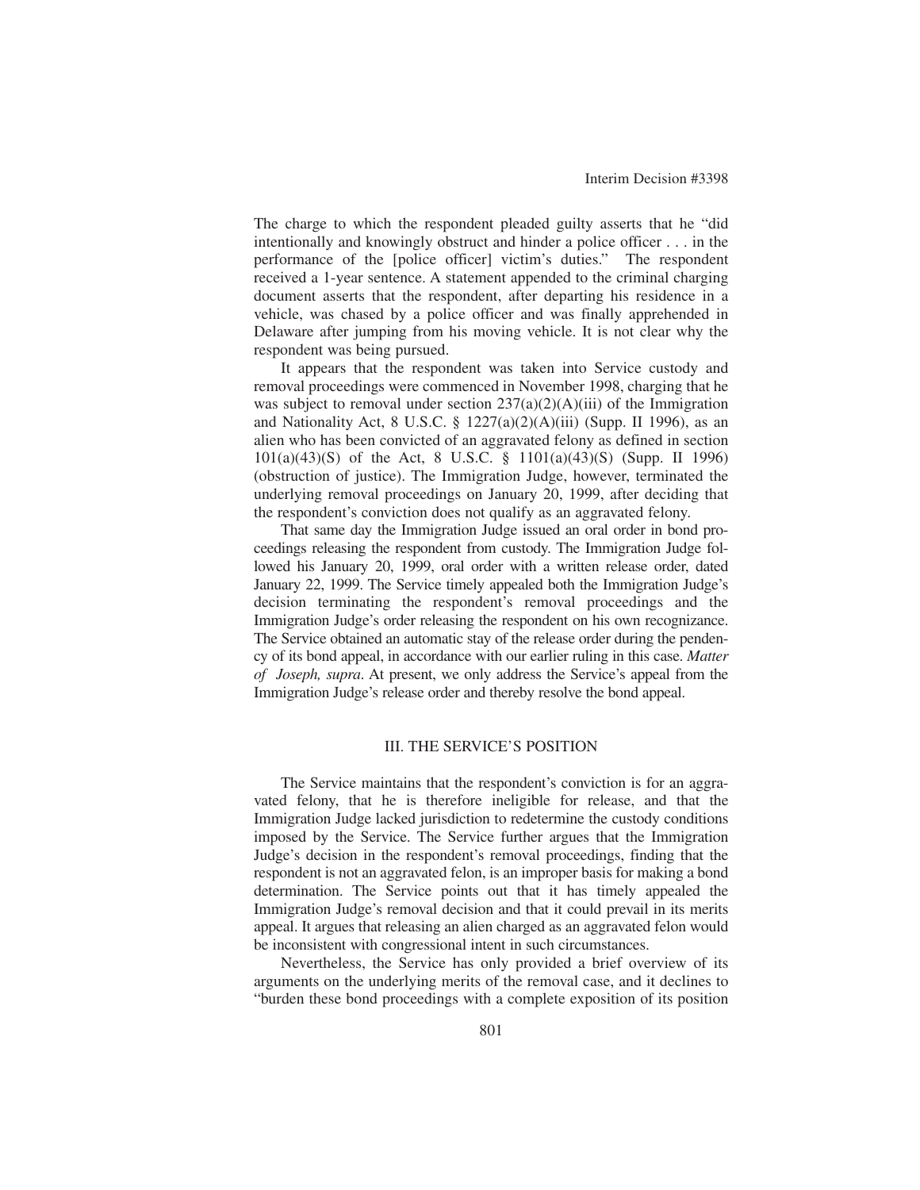The charge to which the respondent pleaded guilty asserts that he "did intentionally and knowingly obstruct and hinder a police officer . . . in the performance of the [police officer] victim's duties." The respondent received a 1-year sentence. A statement appended to the criminal charging document asserts that the respondent, after departing his residence in a vehicle, was chased by a police officer and was finally apprehended in Delaware after jumping from his moving vehicle. It is not clear why the respondent was being pursued.

It appears that the respondent was taken into Service custody and removal proceedings were commenced in November 1998, charging that he was subject to removal under section 237(a)(2)(A)(iii) of the Immigration and Nationality Act, 8 U.S.C. § 1227(a)(2)(A)(iii) (Supp. II 1996), as an alien who has been convicted of an aggravated felony as defined in section 101(a)(43)(S) of the Act, 8 U.S.C. § 1101(a)(43)(S) (Supp. II 1996) (obstruction of justice). The Immigration Judge, however, terminated the underlying removal proceedings on January 20, 1999, after deciding that the respondent's conviction does not qualify as an aggravated felony.

That same day the Immigration Judge issued an oral order in bond proceedings releasing the respondent from custody. The Immigration Judge followed his January 20, 1999, oral order with a written release order, dated January 22, 1999. The Service timely appealed both the Immigration Judge's decision terminating the respondent's removal proceedings and the Immigration Judge's order releasing the respondent on his own recognizance. The Service obtained an automatic stay of the release order during the pendency of its bond appeal, in accordance with our earlier ruling in this case. *Matter of Joseph, supra*. At present, we only address the Service's appeal from the Immigration Judge's release order and thereby resolve the bond appeal.

## III. THE SERVICE'S POSITION

The Service maintains that the respondent's conviction is for an aggravated felony, that he is therefore ineligible for release, and that the Immigration Judge lacked jurisdiction to redetermine the custody conditions imposed by the Service. The Service further argues that the Immigration Judge's decision in the respondent's removal proceedings, finding that the respondent is not an aggravated felon, is an improper basis for making a bond determination. The Service points out that it has timely appealed the Immigration Judge's removal decision and that it could prevail in its merits appeal. It argues that releasing an alien charged as an aggravated felon would be inconsistent with congressional intent in such circumstances.

Nevertheless, the Service has only provided a brief overview of its arguments on the underlying merits of the removal case, and it declines to "burden these bond proceedings with a complete exposition of its position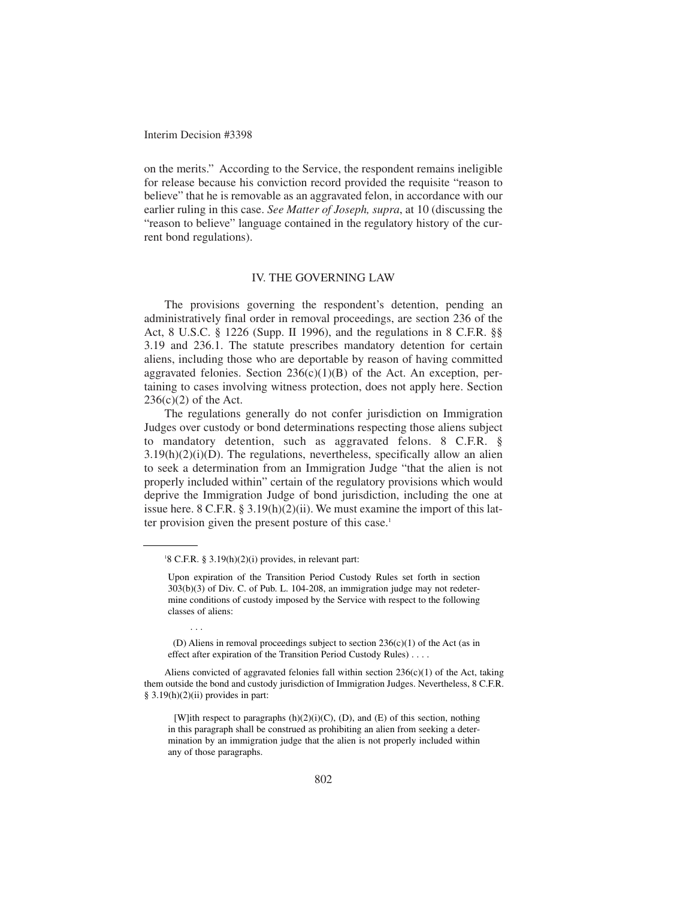on the merits." According to the Service, the respondent remains ineligible for release because his conviction record provided the requisite "reason to believe" that he is removable as an aggravated felon, in accordance with our earlier ruling in this case. *See Matter of Joseph, supra*, at 10 (discussing the "reason to believe" language contained in the regulatory history of the current bond regulations).

## IV. THE GOVERNING LAW

The provisions governing the respondent's detention, pending an administratively final order in removal proceedings, are section 236 of the Act, 8 U.S.C. § 1226 (Supp. II 1996), and the regulations in 8 C.F.R. §§ 3.19 and 236.1. The statute prescribes mandatory detention for certain aliens, including those who are deportable by reason of having committed aggravated felonies. Section 236(c)(1)(B) of the Act. An exception, pertaining to cases involving witness protection, does not apply here. Section 236(c)(2) of the Act.

The regulations generally do not confer jurisdiction on Immigration Judges over custody or bond determinations respecting those aliens subject to mandatory detention, such as aggravated felons. 8 C.F.R. § 3.19(h)(2)(i)(D). The regulations, nevertheless, specifically allow an alien to seek a determination from an Immigration Judge "that the alien is not properly included within" certain of the regulatory provisions which would deprive the Immigration Judge of bond jurisdiction, including the one at issue here. 8 C.F.R. § 3.19(h)(2)(ii). We must examine the import of this latter provision given the present posture of this case.[1]

---

[1] 8 C.F.R. § 3.19(h)(2)(i) provides, in relevant part:

> Upon expiration of the Transition Period Custody Rules set forth in section 303(b)(3) of Div. C. of Pub. L. 104-208, an immigration judge may not redetermine conditions of custody imposed by the Service with respect to the following classes of aliens:
>
> . . .
>
> (D) Aliens in removal proceedings subject to section 236(c)(1) of the Act (as in effect after expiration of the Transition Period Custody Rules) . . . .

Aliens convicted of aggravated felonies fall within section 236(c)(1) of the Act, taking them outside the bond and custody jurisdiction of Immigration Judges. Nevertheless, 8 C.F.R. § 3.19(h)(2)(ii) provides in part:

> [W]ith respect to paragraphs (h)(2)(i)(C), (D), and (E) of this section, nothing in this paragraph shall be construed as prohibiting an alien from seeking a determination by an immigration judge that the alien is not properly included within any of those paragraphs.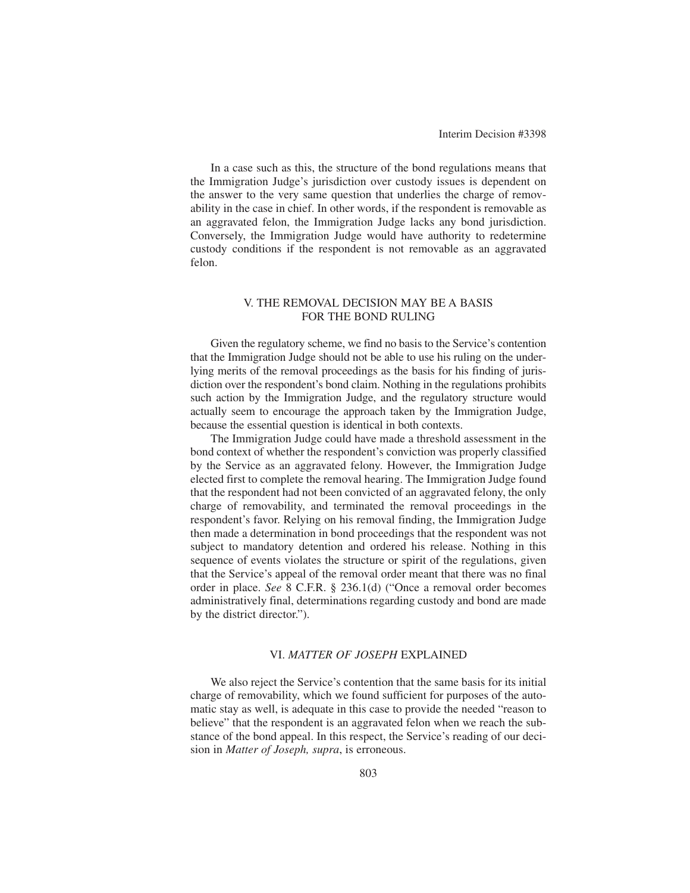In a case such as this, the structure of the bond regulations means that the Immigration Judge's jurisdiction over custody issues is dependent on the answer to the very same question that underlies the charge of removability in the case in chief. In other words, if the respondent is removable as an aggravated felon, the Immigration Judge lacks any bond jurisdiction. Conversely, the Immigration Judge would have authority to redetermine custody conditions if the respondent is not removable as an aggravated felon.

## V. THE REMOVAL DECISION MAY BE A BASIS FOR THE BOND RULING

Given the regulatory scheme, we find no basis to the Service's contention that the Immigration Judge should not be able to use his ruling on the underlying merits of the removal proceedings as the basis for his finding of jurisdiction over the respondent's bond claim. Nothing in the regulations prohibits such action by the Immigration Judge, and the regulatory structure would actually seem to encourage the approach taken by the Immigration Judge, because the essential question is identical in both contexts.

The Immigration Judge could have made a threshold assessment in the bond context of whether the respondent's conviction was properly classified by the Service as an aggravated felony. However, the Immigration Judge elected first to complete the removal hearing. The Immigration Judge found that the respondent had not been convicted of an aggravated felony, the only charge of removability, and terminated the removal proceedings in the respondent's favor. Relying on his removal finding, the Immigration Judge then made a determination in bond proceedings that the respondent was not subject to mandatory detention and ordered his release. Nothing in this sequence of events violates the structure or spirit of the regulations, given that the Service's appeal of the removal order meant that there was no final order in place. *See* 8 C.F.R. § 236.1(d) ("Once a removal order becomes administratively final, determinations regarding custody and bond are made by the district director.").

## VI. *MATTER OF JOSEPH* EXPLAINED

We also reject the Service's contention that the same basis for its initial charge of removability, which we found sufficient for purposes of the automatic stay as well, is adequate in this case to provide the needed "reason to believe" that the respondent is an aggravated felon when we reach the substance of the bond appeal. In this respect, the Service's reading of our decision in *Matter of Joseph, supra*, is erroneous.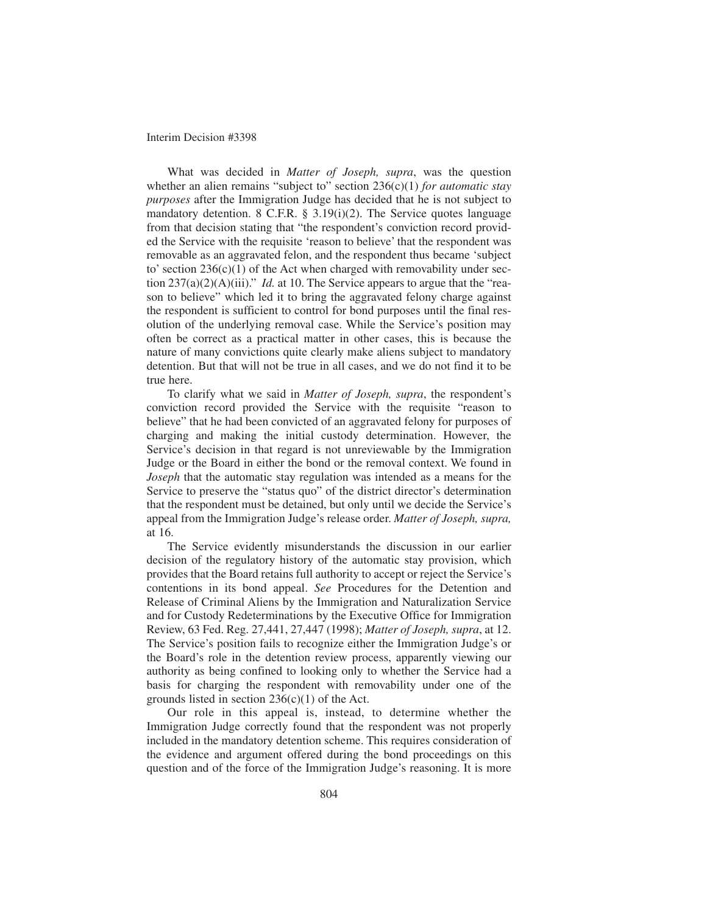What was decided in *Matter of Joseph, supra*, was the question whether an alien remains "subject to" section 236(c)(1) *for automatic stay purposes* after the Immigration Judge has decided that he is not subject to mandatory detention. 8 C.F.R. § 3.19(i)(2). The Service quotes language from that decision stating that "the respondent's conviction record provided the Service with the requisite 'reason to believe' that the respondent was removable as an aggravated felon, and the respondent thus became 'subject to' section 236(c)(1) of the Act when charged with removability under section 237(a)(2)(A)(iii)." *Id.* at 10. The Service appears to argue that the "reason to believe" which led it to bring the aggravated felony charge against the respondent is sufficient to control for bond purposes until the final resolution of the underlying removal case. While the Service's position may often be correct as a practical matter in other cases, this is because the nature of many convictions quite clearly make aliens subject to mandatory detention. But that will not be true in all cases, and we do not find it to be true here.

To clarify what we said in *Matter of Joseph, supra*, the respondent's conviction record provided the Service with the requisite "reason to believe" that he had been convicted of an aggravated felony for purposes of charging and making the initial custody determination. However, the Service's decision in that regard is not unreviewable by the Immigration Judge or the Board in either the bond or the removal context. We found in *Joseph* that the automatic stay regulation was intended as a means for the Service to preserve the "status quo" of the district director's determination that the respondent must be detained, but only until we decide the Service's appeal from the Immigration Judge's release order. *Matter of Joseph, supra,* at 16.

The Service evidently misunderstands the discussion in our earlier decision of the regulatory history of the automatic stay provision, which provides that the Board retains full authority to accept or reject the Service's contentions in its bond appeal. *See* Procedures for the Detention and Release of Criminal Aliens by the Immigration and Naturalization Service and for Custody Redeterminations by the Executive Office for Immigration Review, 63 Fed. Reg. 27,441, 27,447 (1998); *Matter of Joseph, supra*, at 12. The Service's position fails to recognize either the Immigration Judge's or the Board's role in the detention review process, apparently viewing our authority as being confined to looking only to whether the Service had a basis for charging the respondent with removability under one of the grounds listed in section 236(c)(1) of the Act.

Our role in this appeal is, instead, to determine whether the Immigration Judge correctly found that the respondent was not properly included in the mandatory detention scheme. This requires consideration of the evidence and argument offered during the bond proceedings on this question and of the force of the Immigration Judge's reasoning. It is more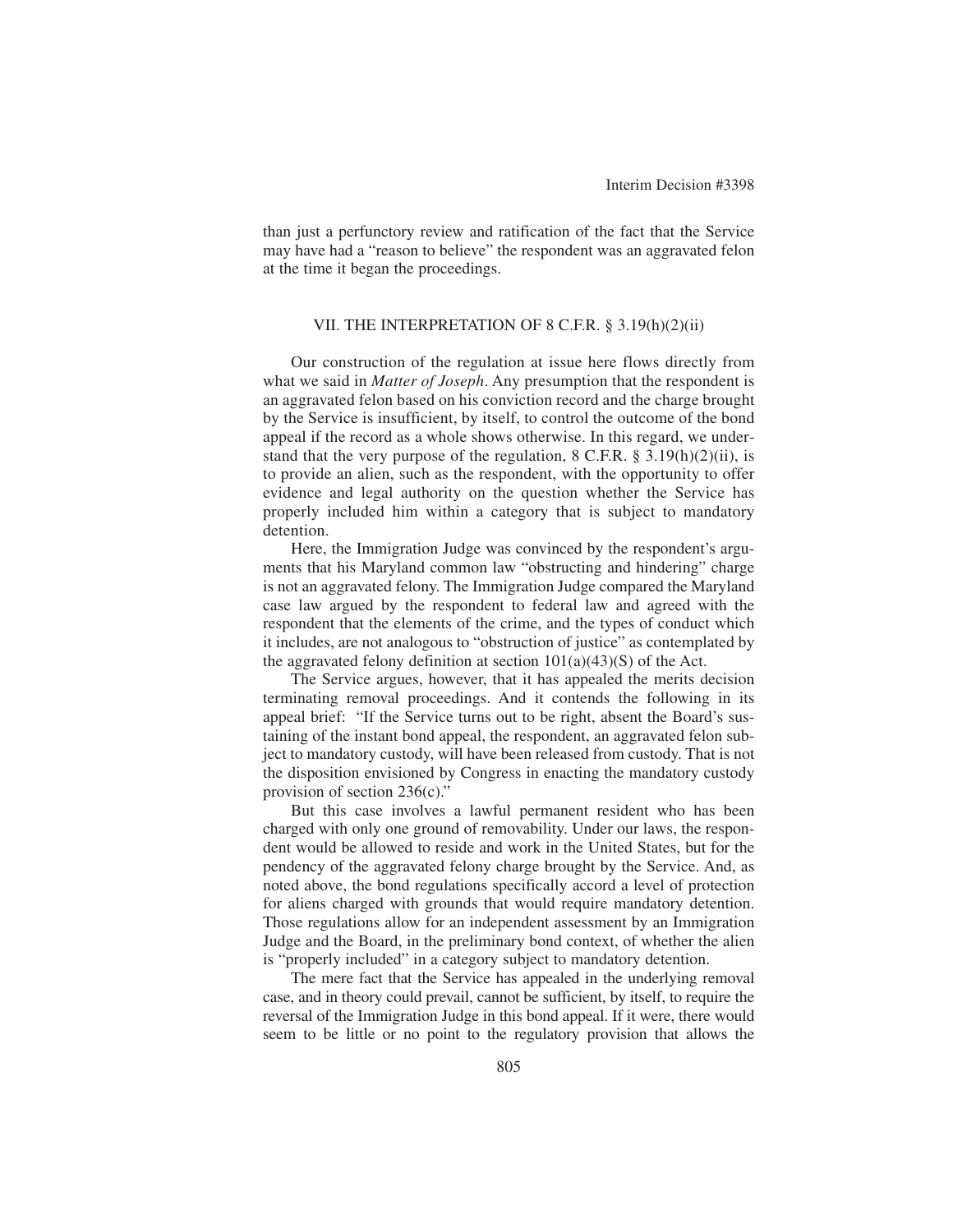than just a perfunctory review and ratification of the fact that the Service may have had a "reason to believe" the respondent was an aggravated felon at the time it began the proceedings.

## VII. THE INTERPRETATION OF 8 C.F.R. § 3.19(h)(2)(ii)

Our construction of the regulation at issue here flows directly from what we said in *Matter of Joseph*. Any presumption that the respondent is an aggravated felon based on his conviction record and the charge brought by the Service is insufficient, by itself, to control the outcome of the bond appeal if the record as a whole shows otherwise. In this regard, we understand that the very purpose of the regulation, 8 C.F.R. § 3.19(h)(2)(ii), is to provide an alien, such as the respondent, with the opportunity to offer evidence and legal authority on the question whether the Service has properly included him within a category that is subject to mandatory detention.

Here, the Immigration Judge was convinced by the respondent's arguments that his Maryland common law "obstructing and hindering" charge is not an aggravated felony. The Immigration Judge compared the Maryland case law argued by the respondent to federal law and agreed with the respondent that the elements of the crime, and the types of conduct which it includes, are not analogous to "obstruction of justice" as contemplated by the aggravated felony definition at section 101(a)(43)(S) of the Act.

The Service argues, however, that it has appealed the merits decision terminating removal proceedings. And it contends the following in its appeal brief: "If the Service turns out to be right, absent the Board's sustaining of the instant bond appeal, the respondent, an aggravated felon subject to mandatory custody, will have been released from custody. That is not the disposition envisioned by Congress in enacting the mandatory custody provision of section 236(c)."

But this case involves a lawful permanent resident who has been charged with only one ground of removability. Under our laws, the respondent would be allowed to reside and work in the United States, but for the pendency of the aggravated felony charge brought by the Service. And, as noted above, the bond regulations specifically accord a level of protection for aliens charged with grounds that would require mandatory detention. Those regulations allow for an independent assessment by an Immigration Judge and the Board, in the preliminary bond context, of whether the alien is "properly included" in a category subject to mandatory detention.

The mere fact that the Service has appealed in the underlying removal case, and in theory could prevail, cannot be sufficient, by itself, to require the reversal of the Immigration Judge in this bond appeal. If it were, there would seem to be little or no point to the regulatory provision that allows the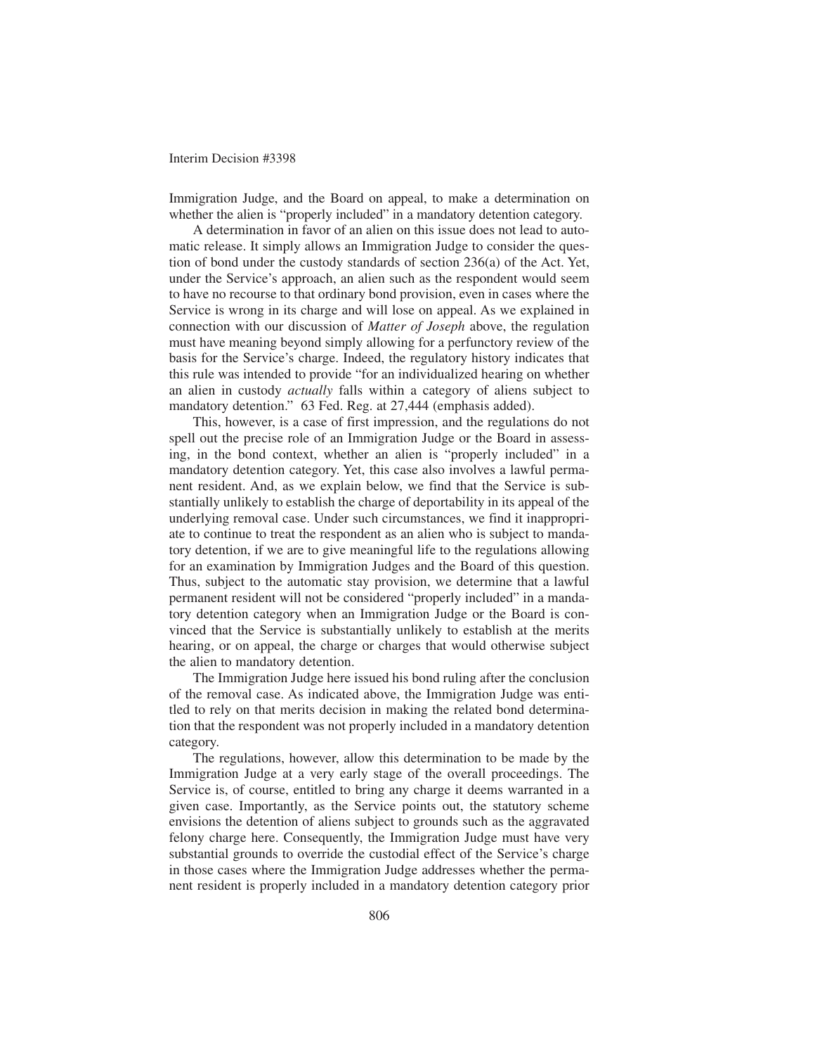Immigration Judge, and the Board on appeal, to make a determination on whether the alien is "properly included" in a mandatory detention category.

A determination in favor of an alien on this issue does not lead to automatic release. It simply allows an Immigration Judge to consider the question of bond under the custody standards of section 236(a) of the Act. Yet, under the Service's approach, an alien such as the respondent would seem to have no recourse to that ordinary bond provision, even in cases where the Service is wrong in its charge and will lose on appeal. As we explained in connection with our discussion of *Matter of Joseph* above, the regulation must have meaning beyond simply allowing for a perfunctory review of the basis for the Service's charge. Indeed, the regulatory history indicates that this rule was intended to provide "for an individualized hearing on whether an alien in custody *actually* falls within a category of aliens subject to mandatory detention." 63 Fed. Reg. at 27,444 (emphasis added).

This, however, is a case of first impression, and the regulations do not spell out the precise role of an Immigration Judge or the Board in assessing, in the bond context, whether an alien is "properly included" in a mandatory detention category. Yet, this case also involves a lawful permanent resident. And, as we explain below, we find that the Service is substantially unlikely to establish the charge of deportability in its appeal of the underlying removal case. Under such circumstances, we find it inappropriate to continue to treat the respondent as an alien who is subject to mandatory detention, if we are to give meaningful life to the regulations allowing for an examination by Immigration Judges and the Board of this question. Thus, subject to the automatic stay provision, we determine that a lawful permanent resident will not be considered "properly included" in a mandatory detention category when an Immigration Judge or the Board is convinced that the Service is substantially unlikely to establish at the merits hearing, or on appeal, the charge or charges that would otherwise subject the alien to mandatory detention.

The Immigration Judge here issued his bond ruling after the conclusion of the removal case. As indicated above, the Immigration Judge was entitled to rely on that merits decision in making the related bond determination that the respondent was not properly included in a mandatory detention category.

The regulations, however, allow this determination to be made by the Immigration Judge at a very early stage of the overall proceedings. The Service is, of course, entitled to bring any charge it deems warranted in a given case. Importantly, as the Service points out, the statutory scheme envisions the detention of aliens subject to grounds such as the aggravated felony charge here. Consequently, the Immigration Judge must have very substantial grounds to override the custodial effect of the Service's charge in those cases where the Immigration Judge addresses whether the permanent resident is properly included in a mandatory detention category prior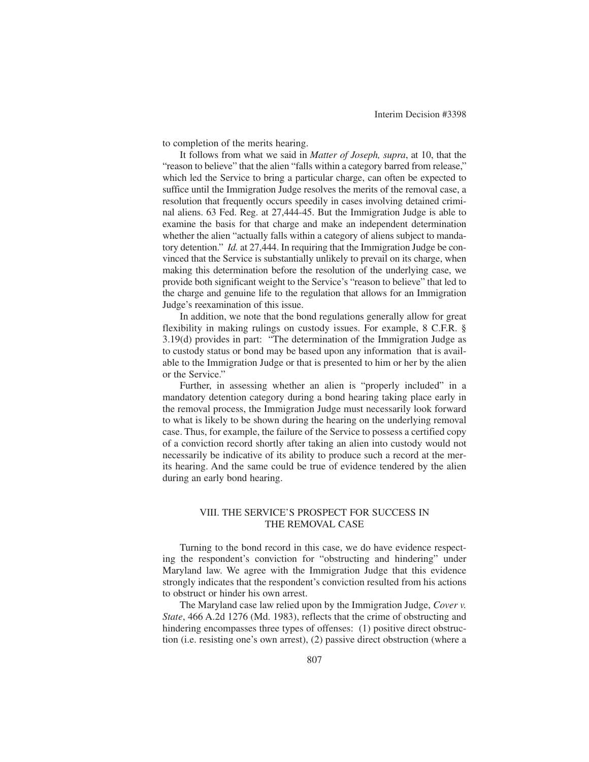to completion of the merits hearing.

It follows from what we said in *Matter of Joseph, supra*, at 10, that the "reason to believe" that the alien "falls within a category barred from release," which led the Service to bring a particular charge, can often be expected to suffice until the Immigration Judge resolves the merits of the removal case, a resolution that frequently occurs speedily in cases involving detained criminal aliens. 63 Fed. Reg. at 27,444-45. But the Immigration Judge is able to examine the basis for that charge and make an independent determination whether the alien "actually falls within a category of aliens subject to mandatory detention." *Id.* at 27,444. In requiring that the Immigration Judge be convinced that the Service is substantially unlikely to prevail on its charge, when making this determination before the resolution of the underlying case, we provide both significant weight to the Service's "reason to believe" that led to the charge and genuine life to the regulation that allows for an Immigration Judge's reexamination of this issue.

In addition, we note that the bond regulations generally allow for great flexibility in making rulings on custody issues. For example, 8 C.F.R. § 3.19(d) provides in part: "The determination of the Immigration Judge as to custody status or bond may be based upon any information that is available to the Immigration Judge or that is presented to him or her by the alien or the Service."

Further, in assessing whether an alien is "properly included" in a mandatory detention category during a bond hearing taking place early in the removal process, the Immigration Judge must necessarily look forward to what is likely to be shown during the hearing on the underlying removal case. Thus, for example, the failure of the Service to possess a certified copy of a conviction record shortly after taking an alien into custody would not necessarily be indicative of its ability to produce such a record at the merits hearing. And the same could be true of evidence tendered by the alien during an early bond hearing.

## VIII. THE SERVICE'S PROSPECT FOR SUCCESS IN THE REMOVAL CASE

Turning to the bond record in this case, we do have evidence respecting the respondent's conviction for "obstructing and hindering" under Maryland law. We agree with the Immigration Judge that this evidence strongly indicates that the respondent's conviction resulted from his actions to obstruct or hinder his own arrest.

The Maryland case law relied upon by the Immigration Judge, *Cover v. State*, 466 A.2d 1276 (Md. 1983), reflects that the crime of obstructing and hindering encompasses three types of offenses: (1) positive direct obstruction (i.e. resisting one's own arrest), (2) passive direct obstruction (where a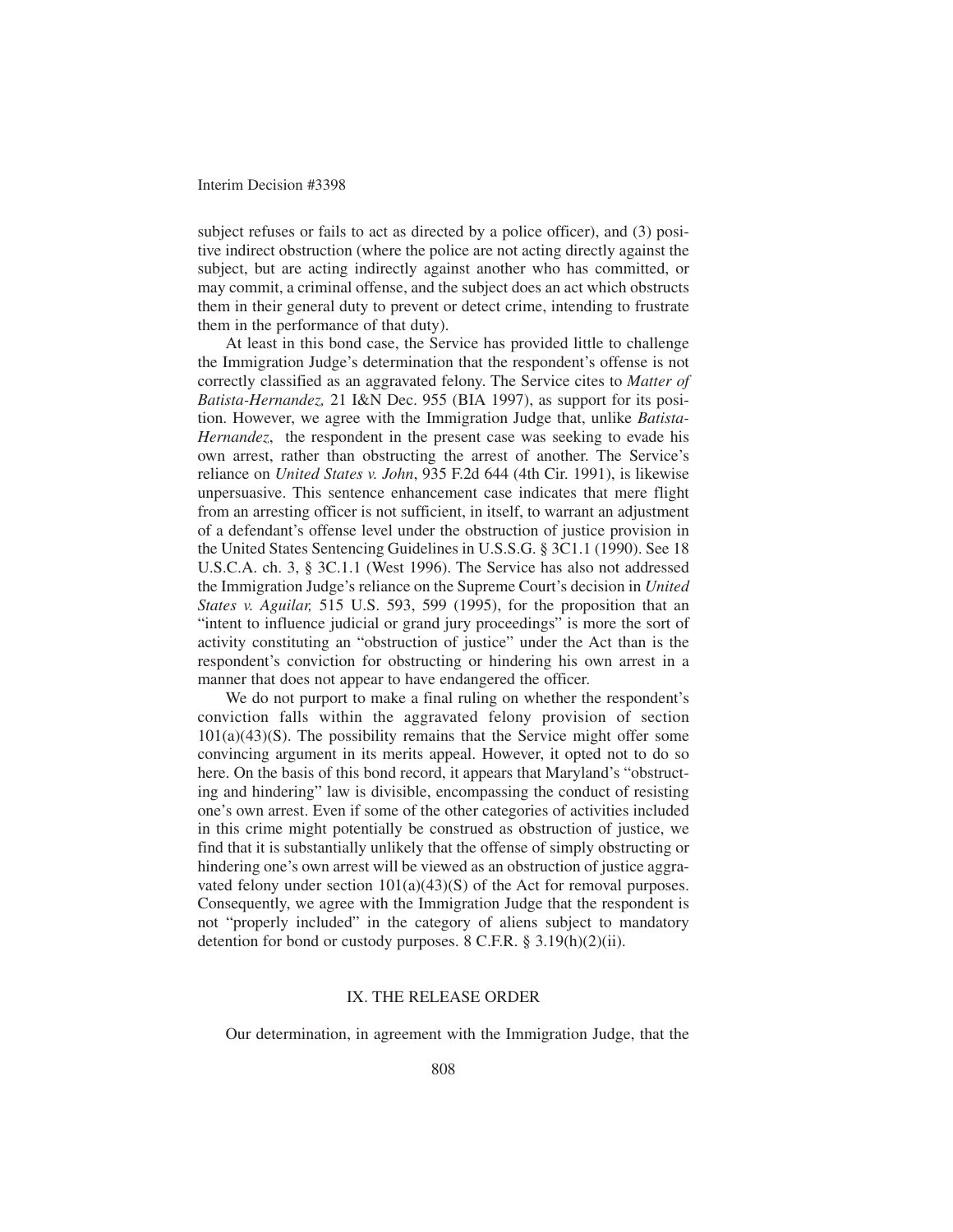subject refuses or fails to act as directed by a police officer), and (3) positive indirect obstruction (where the police are not acting directly against the subject, but are acting indirectly against another who has committed, or may commit, a criminal offense, and the subject does an act which obstructs them in their general duty to prevent or detect crime, intending to frustrate them in the performance of that duty).

At least in this bond case, the Service has provided little to challenge the Immigration Judge's determination that the respondent's offense is not correctly classified as an aggravated felony. The Service cites to *Matter of Batista-Hernandez,* 21 I&N Dec. 955 (BIA 1997), as support for its position. However, we agree with the Immigration Judge that, unlike *Batista-Hernandez,* the respondent in the present case was seeking to evade his own arrest, rather than obstructing the arrest of another. The Service's reliance on *United States v. John*, 935 F.2d 644 (4th Cir. 1991), is likewise unpersuasive. This sentence enhancement case indicates that mere flight from an arresting officer is not sufficient, in itself, to warrant an adjustment of a defendant's offense level under the obstruction of justice provision in the United States Sentencing Guidelines in U.S.S.G. § 3C1.1 (1990). See 18 U.S.C.A. ch. 3, § 3C.1.1 (West 1996). The Service has also not addressed the Immigration Judge's reliance on the Supreme Court's decision in *United States v. Aguilar,* 515 U.S. 593, 599 (1995), for the proposition that an "intent to influence judicial or grand jury proceedings" is more the sort of activity constituting an "obstruction of justice" under the Act than is the respondent's conviction for obstructing or hindering his own arrest in a manner that does not appear to have endangered the officer.

We do not purport to make a final ruling on whether the respondent's conviction falls within the aggravated felony provision of section 101(a)(43)(S). The possibility remains that the Service might offer some convincing argument in its merits appeal. However, it opted not to do so here. On the basis of this bond record, it appears that Maryland's "obstructing and hindering" law is divisible, encompassing the conduct of resisting one's own arrest. Even if some of the other categories of activities included in this crime might potentially be construed as obstruction of justice, we find that it is substantially unlikely that the offense of simply obstructing or hindering one's own arrest will be viewed as an obstruction of justice aggravated felony under section 101(a)(43)(S) of the Act for removal purposes. Consequently, we agree with the Immigration Judge that the respondent is not "properly included" in the category of aliens subject to mandatory detention for bond or custody purposes. 8 C.F.R. § 3.19(h)(2)(ii).

## IX. THE RELEASE ORDER

Our determination, in agreement with the Immigration Judge, that the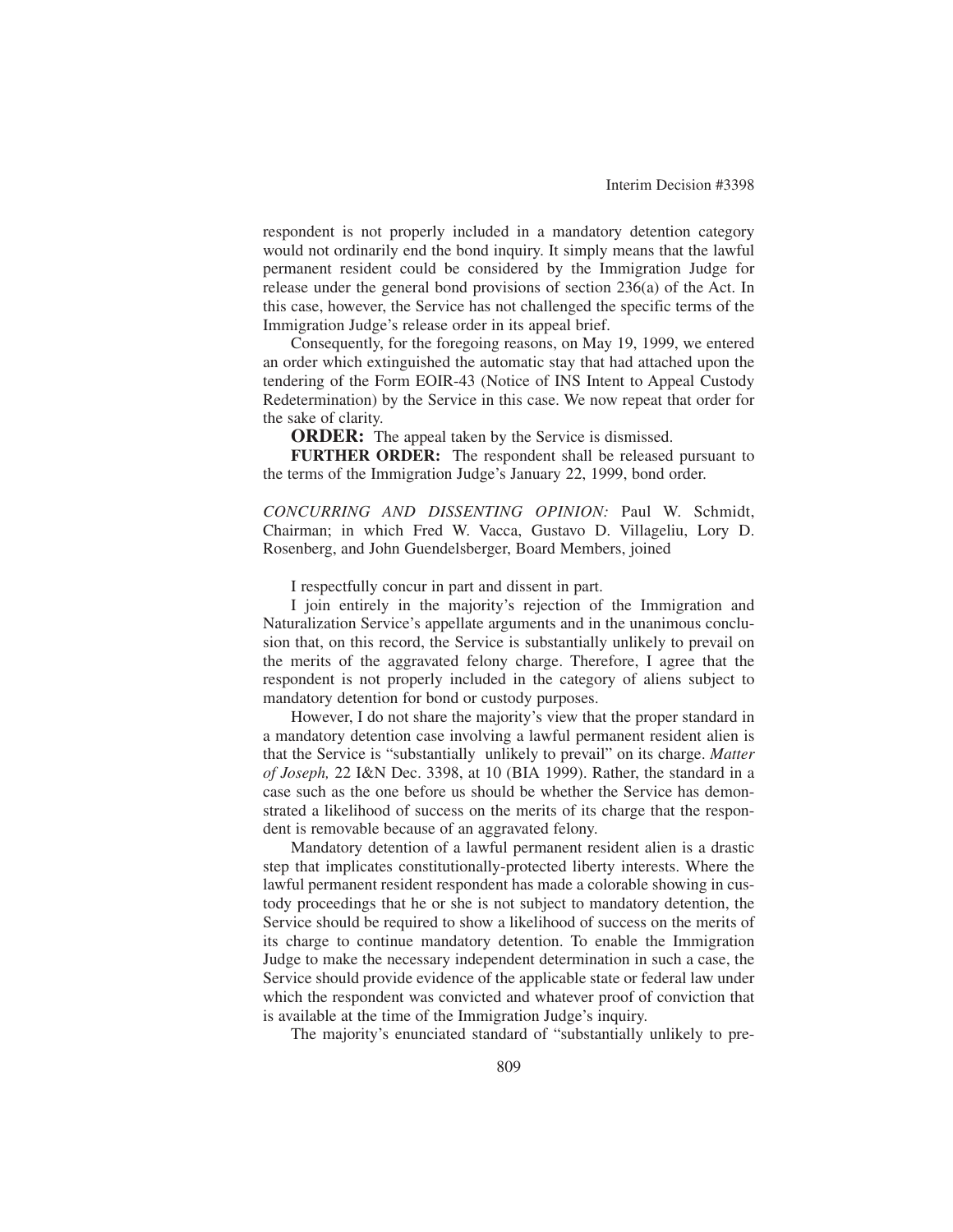respondent is not properly included in a mandatory detention category would not ordinarily end the bond inquiry. It simply means that the lawful permanent resident could be considered by the Immigration Judge for release under the general bond provisions of section 236(a) of the Act. In this case, however, the Service has not challenged the specific terms of the Immigration Judge's release order in its appeal brief.

Consequently, for the foregoing reasons, on May 19, 1999, we entered an order which extinguished the automatic stay that had attached upon the tendering of the Form EOIR-43 (Notice of INS Intent to Appeal Custody Redetermination) by the Service in this case. We now repeat that order for the sake of clarity.

**ORDER:** The appeal taken by the Service is dismissed.

**FURTHER ORDER:** The respondent shall be released pursuant to the terms of the Immigration Judge's January 22, 1999, bond order.

*CONCURRING AND DISSENTING OPINION:* Paul W. Schmidt, Chairman; in which Fred W. Vacca, Gustavo D. Villageliu, Lory D. Rosenberg, and John Guendelsberger, Board Members, joined

I respectfully concur in part and dissent in part.

I join entirely in the majority's rejection of the Immigration and Naturalization Service's appellate arguments and in the unanimous conclusion that, on this record, the Service is substantially unlikely to prevail on the merits of the aggravated felony charge. Therefore, I agree that the respondent is not properly included in the category of aliens subject to mandatory detention for bond or custody purposes.

However, I do not share the majority's view that the proper standard in a mandatory detention case involving a lawful permanent resident alien is that the Service is "substantially unlikely to prevail" on its charge. *Matter of Joseph,* 22 I&N Dec. 3398, at 10 (BIA 1999). Rather, the standard in a case such as the one before us should be whether the Service has demonstrated a likelihood of success on the merits of its charge that the respondent is removable because of an aggravated felony.

Mandatory detention of a lawful permanent resident alien is a drastic step that implicates constitutionally-protected liberty interests. Where the lawful permanent resident respondent has made a colorable showing in custody proceedings that he or she is not subject to mandatory detention, the Service should be required to show a likelihood of success on the merits of its charge to continue mandatory detention. To enable the Immigration Judge to make the necessary independent determination in such a case, the Service should provide evidence of the applicable state or federal law under which the respondent was convicted and whatever proof of conviction that is available at the time of the Immigration Judge's inquiry.

The majority's enunciated standard of "substantially unlikely to pre-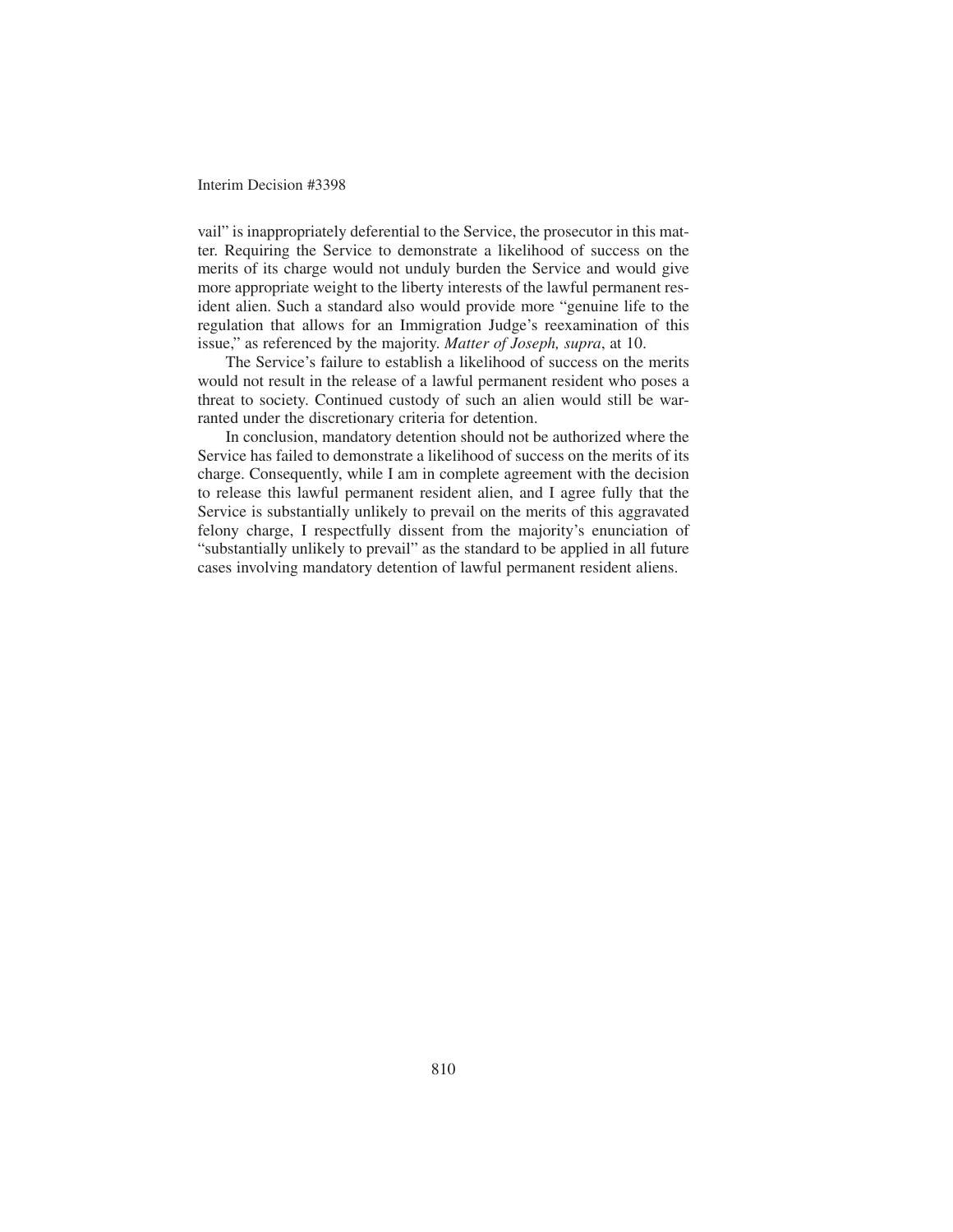vail" is inappropriately deferential to the Service, the prosecutor in this matter. Requiring the Service to demonstrate a likelihood of success on the merits of its charge would not unduly burden the Service and would give more appropriate weight to the liberty interests of the lawful permanent resident alien. Such a standard also would provide more "genuine life to the regulation that allows for an Immigration Judge's reexamination of this issue," as referenced by the majority. *Matter of Joseph, supra*, at 10.

The Service's failure to establish a likelihood of success on the merits would not result in the release of a lawful permanent resident who poses a threat to society. Continued custody of such an alien would still be warranted under the discretionary criteria for detention.

In conclusion, mandatory detention should not be authorized where the Service has failed to demonstrate a likelihood of success on the merits of its charge. Consequently, while I am in complete agreement with the decision to release this lawful permanent resident alien, and I agree fully that the Service is substantially unlikely to prevail on the merits of this aggravated felony charge, I respectfully dissent from the majority's enunciation of "substantially unlikely to prevail" as the standard to be applied in all future cases involving mandatory detention of lawful permanent resident aliens.